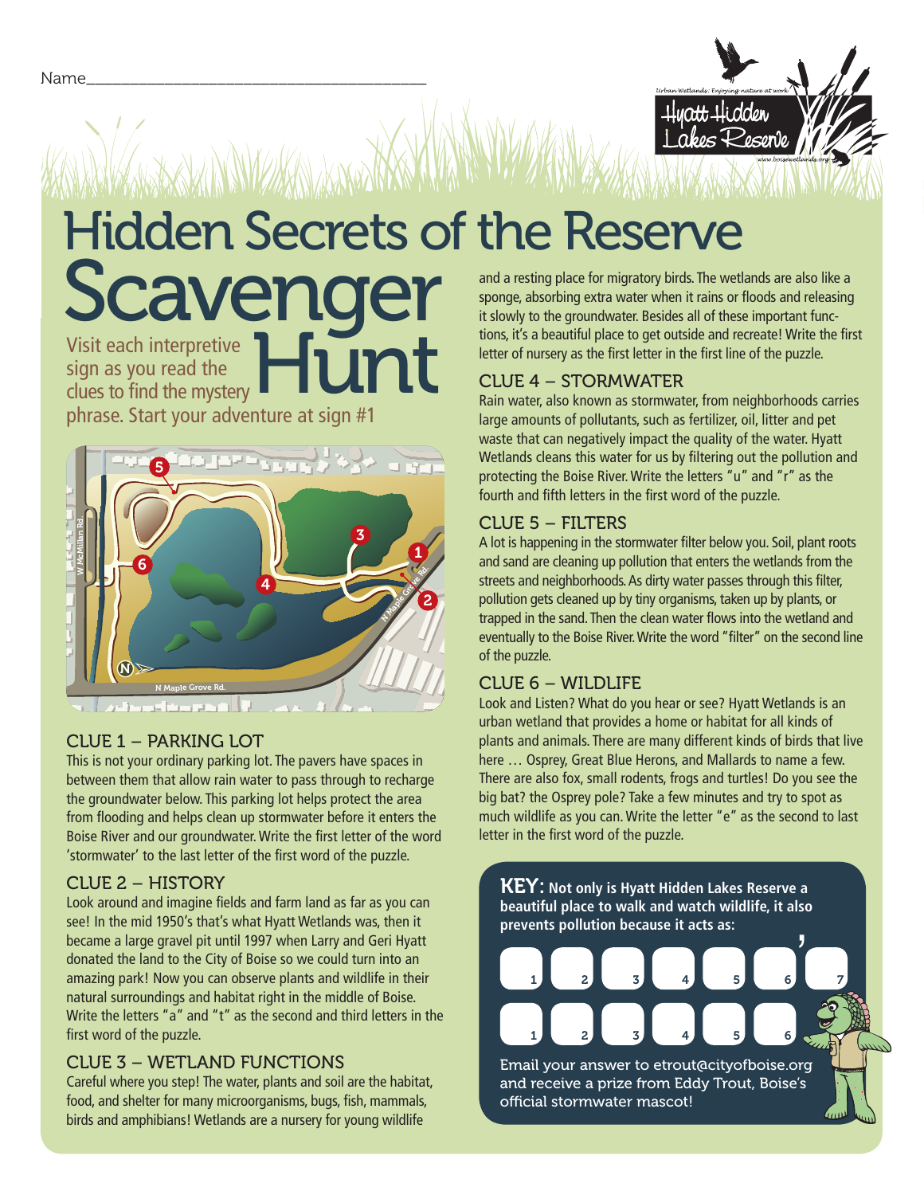Name________________________________________

Urban Wetlands: Enjoying nature at work

Hyatt Hidden Lakes Reserve

www.boisewetlands.org

# Hidden Secrets of the Reserve

# Scavenger Hunt

Visit each interpretive sign as you read the clues to find the mystery phrase. Start your adventure at sign #1

## CLUE 1 – PARKING LOT

This is not your ordinary parking lot. The pavers have spaces in between them that allow rain water to pass through to recharge the groundwater below. This parking lot helps protect the area from flooding and helps clean up stormwater before it enters the Boise River and our groundwater. Write the first letter of the word 'stormwater' to the last letter of the first word of the puzzle.

## CLUE 2 – HISTORY

Look around and imagine fields and farm land as far as you can see! In the mid 1950's that's what Hyatt Wetlands was, then it became a large gravel pit until 1997 when Larry and Geri Hyatt donated the land to the City of Boise so we could turn into an amazing park! Now you can observe plants and wildlife in their natural surroundings and habitat right in the middle of Boise. Write the letters "a" and "t" as the second and third letters in the first word of the puzzle.

## CLUE 3 – WETLAND FUNCTIONS

Careful where you step! The water, plants and soil are the habitat, food, and shelter for many microorganisms, bugs, fish, mammals, birds and amphibians! Wetlands are a nursery for young wildlife and a resting place for migratory birds. The wetlands are also like a sponge, absorbing extra water when it rains or floods and releasing it slowly to the groundwater. Besides all of these important functions, it's a beautiful place to get outside and recreate! Write the first letter of nursery as the first letter in the first line of the puzzle.

## CLUE 4 – STORMWATER

Rain water, also known as stormwater, from neighborhoods carries large amounts of pollutants, such as fertilizer, oil, litter and pet waste that can negatively impact the quality of the water. Hyatt Wetlands cleans this water for us by filtering out the pollution and protecting the Boise River. Write the letters "u" and "r" as the fourth and fifth letters in the first word of the puzzle.

## CLUE 5 – FILTERS

A lot is happening in the stormwater filter below you. Soil, plant roots and sand are cleaning up pollution that enters the wetlands from the streets and neighborhoods. As dirty water passes through this filter, pollution gets cleaned up by tiny organisms, taken up by plants, or trapped in the sand. Then the clean water flows into the wetland and eventually to the Boise River. Write the word "filter" on the second line of the puzzle.

## CLUE 6 – WILDLIFE

Look and Listen? What do you hear or see? Hyatt Wetlands is an urban wetland that provides a home or habitat for all kinds of plants and animals. There are many different kinds of birds that live here … Osprey, Great Blue Herons, and Mallards to name a few. There are also fox, small rodents, frogs and turtles! Do you see the big bat? the Osprey pole? Take a few minutes and try to spot as much wildlife as you can. Write the letter "e" as the second to last letter in the first word of the puzzle.

**KEY: Not only is Hyatt Hidden Lakes Reserve a beautiful place to walk and watch wildlife, it also prevents pollution because it acts as:**

| 1 | 2 | 3 | 4 | 5 | 6 | ' | 7 |
|---|---|---|---|---|---|---|---|
| 1 | 2 | 3 | 4 | 5 | 6 | | |

Email your answer to etrout@cityofboise.org and receive a prize from Eddy Trout, Boise's official stormwater mascot!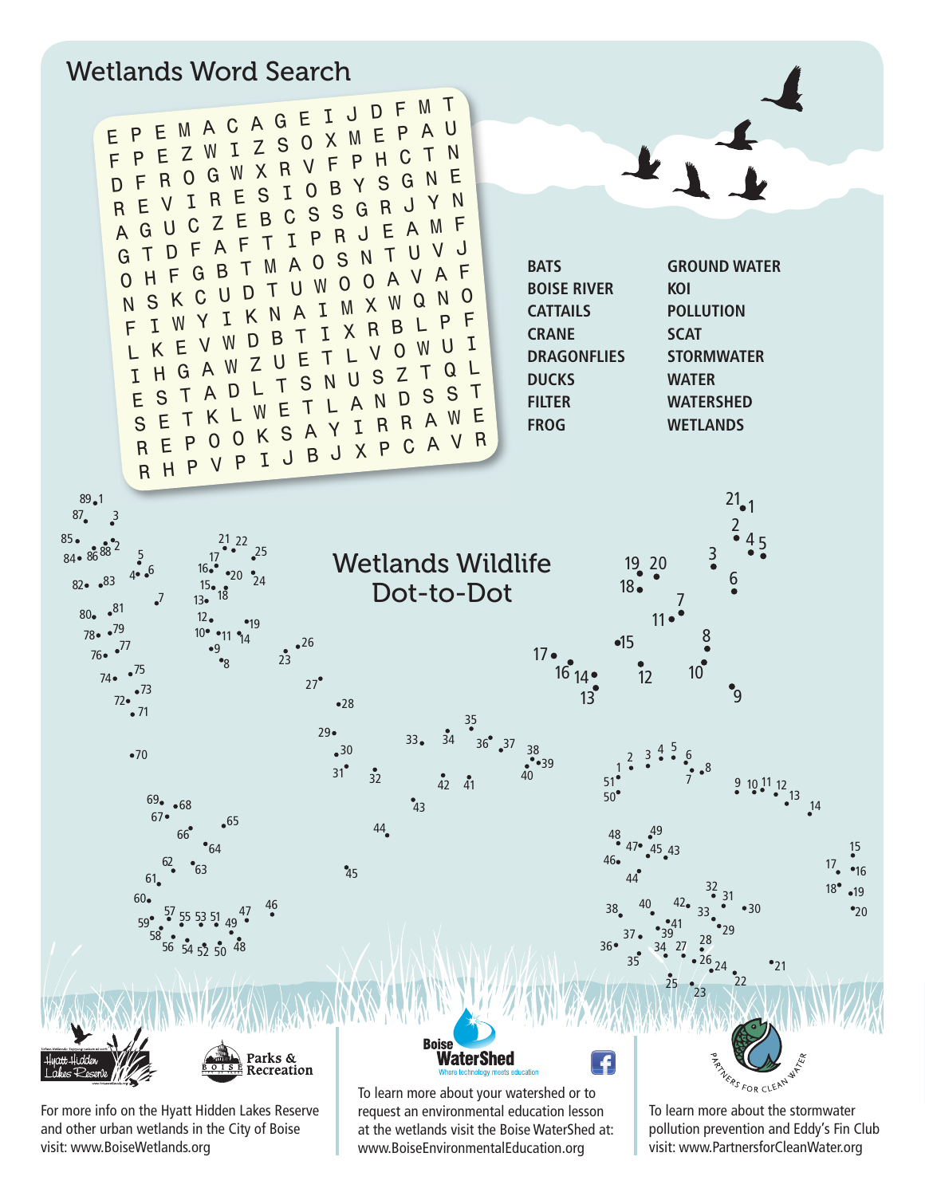# Wetlands Word Search

```
E P E M A C A G E I J D F M T
F P E Z W I Z S O X M E P A U
D F R O G W X R V F P H C T N
R E V I R E S I O B Y S G N E
A G U C Z E B C S S G R J Y N
G T D F A F T I P R J E A M F
O H F G B T M A O S N T U V J
N S K C U D T U W O O A V A F
F I W Y I K N A I M X W Q N O
L K E V W D B T I X R B L P F
I H G A W Z U E T L V O W U I
E S T A D L T S N U S Z T Q L
S E T K L W E T L A N D S S T
R E P O O K S A Y I R R A W E
R H P V P I J B J X P C A V R
```

| | |
|---|---|
| **BATS** | **GROUND WATER** |
| **BOISE RIVER** | **KOI** |
| **CATTAILS** | **POLLUTION** |
| **CRANE** | **SCAT** |
| **DRAGONFLIES** | **STORMWATER** |
| **DUCKS** | **WATER** |
| **FILTER** | **WATERSHED** |
| **FROG** | **WETLANDS** |

# Wetlands Wildlife Dot-to-Dot

For more info on the Hyatt Hidden Lakes Reserve and other urban wetlands in the City of Boise visit: www.BoiseWetlands.org

To learn more about your watershed or to request an environmental education lesson at the wetlands visit the Boise WaterShed at: www.BoiseEnvironmentalEducation.org

To learn more about the stormwater pollution prevention and Eddy's Fin Club visit: www.PartnersforCleanWater.org